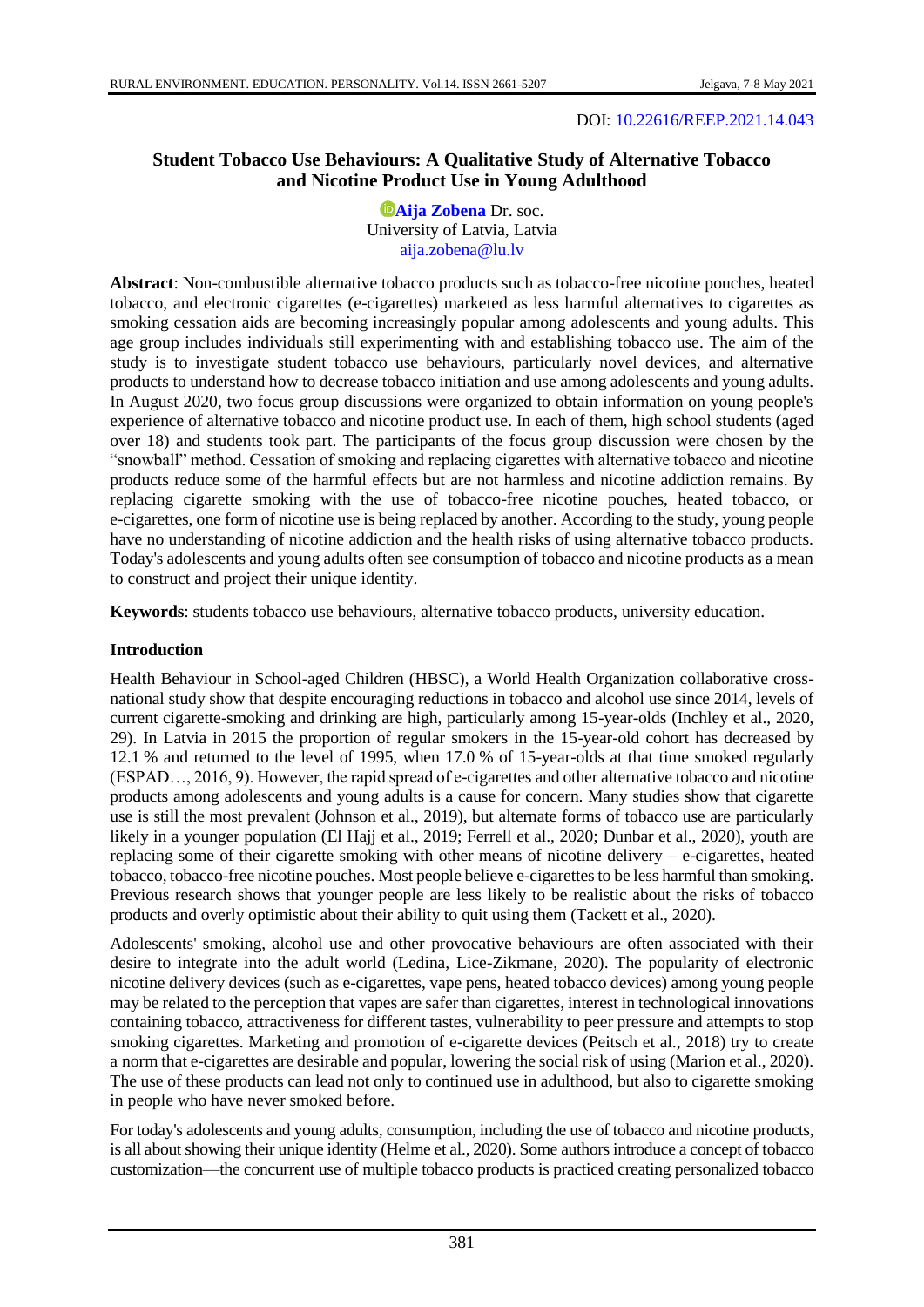DOI: 10.22616/REEP.2021.14.043

# Student Tobacco Use Behaviours: A Qualitative Study of Alternative Tobacco and Nicotine Product Use in Young Adulthood

**Aija Zobena** Dr. soc.
University of Latvia, Latvia
aija.zobena@lu.lv

**Abstract**: Non-combustible alternative tobacco products such as tobacco-free nicotine pouches, heated tobacco, and electronic cigarettes (e-cigarettes) marketed as less harmful alternatives to cigarettes as smoking cessation aids are becoming increasingly popular among adolescents and young adults. This age group includes individuals still experimenting with and establishing tobacco use. The aim of the study is to investigate student tobacco use behaviours, particularly novel devices, and alternative products to understand how to decrease tobacco initiation and use among adolescents and young adults. In August 2020, two focus group discussions were organized to obtain information on young people's experience of alternative tobacco and nicotine product use. In each of them, high school students (aged over 18) and students took part. The participants of the focus group discussion were chosen by the "snowball" method. Cessation of smoking and replacing cigarettes with alternative tobacco and nicotine products reduce some of the harmful effects but are not harmless and nicotine addiction remains. By replacing cigarette smoking with the use of tobacco-free nicotine pouches, heated tobacco, or e-cigarettes, one form of nicotine use is being replaced by another. According to the study, young people have no understanding of nicotine addiction and the health risks of using alternative tobacco products. Today's adolescents and young adults often see consumption of tobacco and nicotine products as a mean to construct and project their unique identity.

**Keywords**: students tobacco use behaviours, alternative tobacco products, university education.

## Introduction

Health Behaviour in School-aged Children (HBSC), a World Health Organization collaborative cross-national study show that despite encouraging reductions in tobacco and alcohol use since 2014, levels of current cigarette-smoking and drinking are high, particularly among 15-year-olds (Inchley et al., 2020, 29). In Latvia in 2015 the proportion of regular smokers in the 15-year-old cohort has decreased by 12.1 % and returned to the level of 1995, when 17.0 % of 15-year-olds at that time smoked regularly (ESPAD…, 2016, 9). However, the rapid spread of e-cigarettes and other alternative tobacco and nicotine products among adolescents and young adults is a cause for concern. Many studies show that cigarette use is still the most prevalent (Johnson et al., 2019), but alternate forms of tobacco use are particularly likely in a younger population (El Hajj et al., 2019; Ferrell et al., 2020; Dunbar et al., 2020), youth are replacing some of their cigarette smoking with other means of nicotine delivery – e-cigarettes, heated tobacco, tobacco-free nicotine pouches. Most people believe e-cigarettes to be less harmful than smoking. Previous research shows that younger people are less likely to be realistic about the risks of tobacco products and overly optimistic about their ability to quit using them (Tackett et al., 2020).

Adolescents' smoking, alcohol use and other provocative behaviours are often associated with their desire to integrate into the adult world (Ledina, Lice-Zikmane, 2020). The popularity of electronic nicotine delivery devices (such as e-cigarettes, vape pens, heated tobacco devices) among young people may be related to the perception that vapes are safer than cigarettes, interest in technological innovations containing tobacco, attractiveness for different tastes, vulnerability to peer pressure and attempts to stop smoking cigarettes. Marketing and promotion of e-cigarette devices (Peitsch et al., 2018) try to create a norm that e-cigarettes are desirable and popular, lowering the social risk of using (Marion et al., 2020). The use of these products can lead not only to continued use in adulthood, but also to cigarette smoking in people who have never smoked before.

For today's adolescents and young adults, consumption, including the use of tobacco and nicotine products, is all about showing their unique identity (Helme et al., 2020). Some authors introduce a concept of tobacco customization—the concurrent use of multiple tobacco products is practiced creating personalized tobacco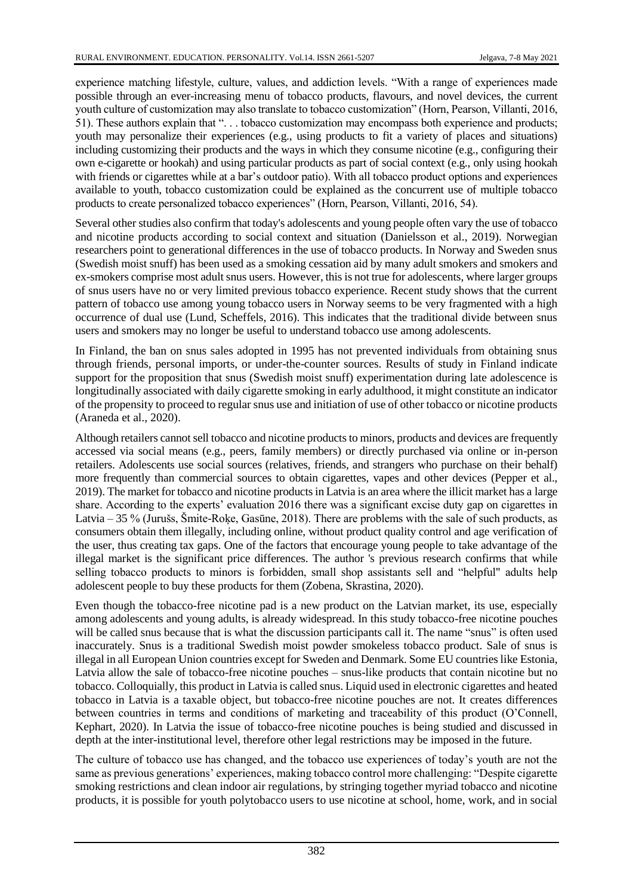experience matching lifestyle, culture, values, and addiction levels. "With a range of experiences made possible through an ever-increasing menu of tobacco products, flavours, and novel devices, the current youth culture of customization may also translate to tobacco customization" (Horn, Pearson, Villanti, 2016, 51). These authors explain that ". . . tobacco customization may encompass both experience and products; youth may personalize their experiences (e.g., using products to fit a variety of places and situations) including customizing their products and the ways in which they consume nicotine (e.g., configuring their own e-cigarette or hookah) and using particular products as part of social context (e.g., only using hookah with friends or cigarettes while at a bar's outdoor patio). With all tobacco product options and experiences available to youth, tobacco customization could be explained as the concurrent use of multiple tobacco products to create personalized tobacco experiences" (Horn, Pearson, Villanti, 2016, 54).

Several other studies also confirm that today's adolescents and young people often vary the use of tobacco and nicotine products according to social context and situation (Danielsson et al., 2019). Norwegian researchers point to generational differences in the use of tobacco products. In Norway and Sweden snus (Swedish moist snuff) has been used as a smoking cessation aid by many adult smokers and smokers and ex-smokers comprise most adult snus users. However, this is not true for adolescents, where larger groups of snus users have no or very limited previous tobacco experience. Recent study shows that the current pattern of tobacco use among young tobacco users in Norway seems to be very fragmented with a high occurrence of dual use (Lund, Scheffels, 2016). This indicates that the traditional divide between snus users and smokers may no longer be useful to understand tobacco use among adolescents.

In Finland, the ban on snus sales adopted in 1995 has not prevented individuals from obtaining snus through friends, personal imports, or under-the-counter sources. Results of study in Finland indicate support for the proposition that snus (Swedish moist snuff) experimentation during late adolescence is longitudinally associated with daily cigarette smoking in early adulthood, it might constitute an indicator of the propensity to proceed to regular snus use and initiation of use of other tobacco or nicotine products (Araneda et al., 2020).

Although retailers cannot sell tobacco and nicotine products to minors, products and devices are frequently accessed via social means (e.g., peers, family members) or directly purchased via online or in-person retailers. Adolescents use social sources (relatives, friends, and strangers who purchase on their behalf) more frequently than commercial sources to obtain cigarettes, vapes and other devices (Pepper et al., 2019). The market for tobacco and nicotine products in Latvia is an area where the illicit market has a large share. According to the experts' evaluation 2016 there was a significant excise duty gap on cigarettes in Latvia – 35 % (Jurušs, Šmite-Roķe, Gasūne, 2018). There are problems with the sale of such products, as consumers obtain them illegally, including online, without product quality control and age verification of the user, thus creating tax gaps. One of the factors that encourage young people to take advantage of the illegal market is the significant price differences. The author 's previous research confirms that while selling tobacco products to minors is forbidden, small shop assistants sell and "helpful" adults help adolescent people to buy these products for them (Zobena, Skrastina, 2020).

Even though the tobacco-free nicotine pad is a new product on the Latvian market, its use, especially among adolescents and young adults, is already widespread. In this study tobacco-free nicotine pouches will be called snus because that is what the discussion participants call it. The name "snus" is often used inaccurately. Snus is a traditional Swedish moist powder smokeless tobacco product. Sale of snus is illegal in all European Union countries except for Sweden and Denmark. Some EU countries like Estonia, Latvia allow the sale of tobacco-free nicotine pouches – snus-like products that contain nicotine but no tobacco. Colloquially, this product in Latvia is called snus. Liquid used in electronic cigarettes and heated tobacco in Latvia is a taxable object, but tobacco-free nicotine pouches are not. It creates differences between countries in terms and conditions of marketing and traceability of this product (O'Connell, Kephart, 2020). In Latvia the issue of tobacco-free nicotine pouches is being studied and discussed in depth at the inter-institutional level, therefore other legal restrictions may be imposed in the future.

The culture of tobacco use has changed, and the tobacco use experiences of today's youth are not the same as previous generations' experiences, making tobacco control more challenging: "Despite cigarette smoking restrictions and clean indoor air regulations, by stringing together myriad tobacco and nicotine products, it is possible for youth polytobacco users to use nicotine at school, home, work, and in social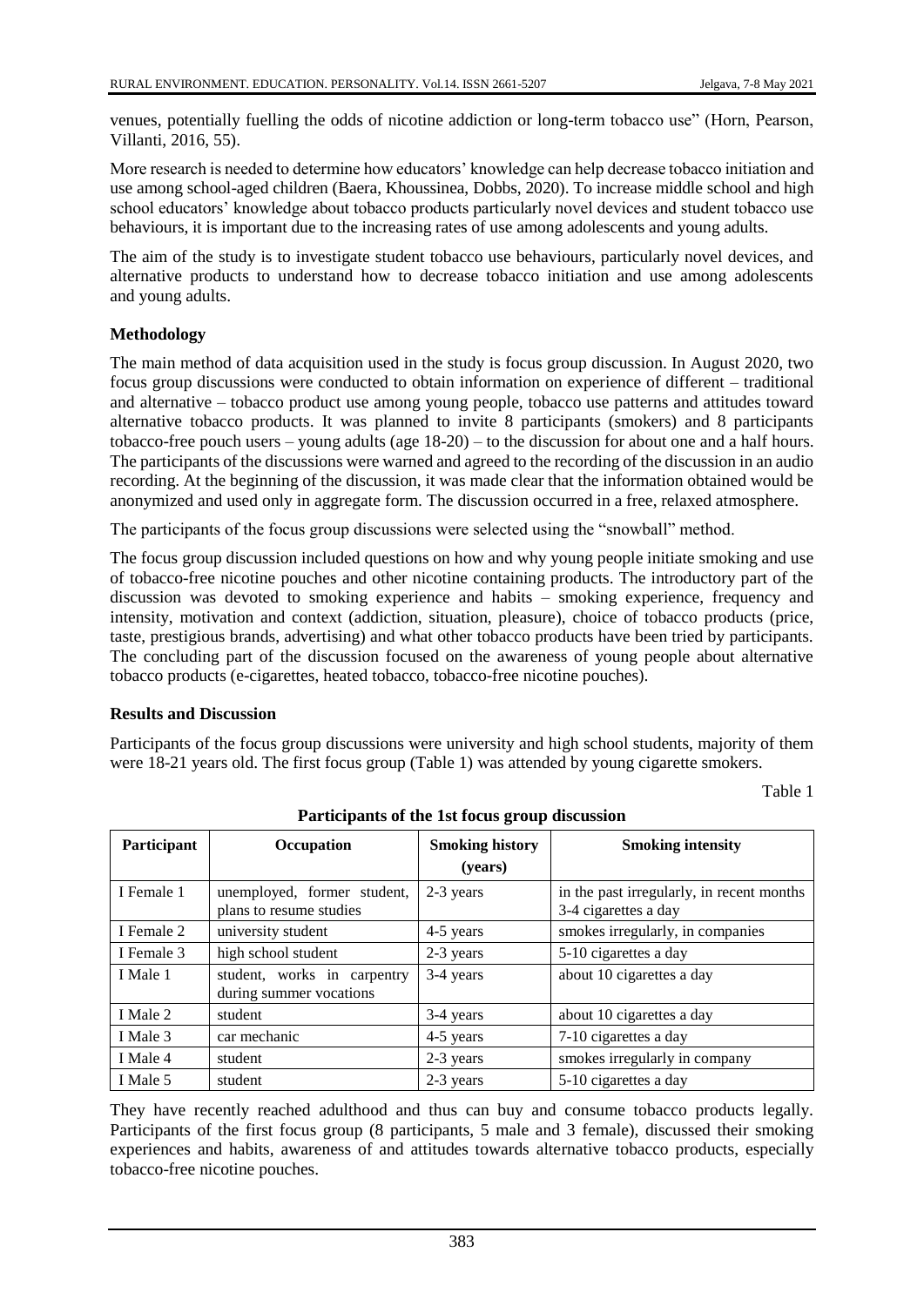venues, potentially fuelling the odds of nicotine addiction or long-term tobacco use" (Horn, Pearson, Villanti, 2016, 55).

More research is needed to determine how educators' knowledge can help decrease tobacco initiation and use among school-aged children (Baera, Khoussinea, Dobbs, 2020). To increase middle school and high school educators' knowledge about tobacco products particularly novel devices and student tobacco use behaviours, it is important due to the increasing rates of use among adolescents and young adults.

The aim of the study is to investigate student tobacco use behaviours, particularly novel devices, and alternative products to understand how to decrease tobacco initiation and use among adolescents and young adults.

## Methodology

The main method of data acquisition used in the study is focus group discussion. In August 2020, two focus group discussions were conducted to obtain information on experience of different – traditional and alternative – tobacco product use among young people, tobacco use patterns and attitudes toward alternative tobacco products. It was planned to invite 8 participants (smokers) and 8 participants tobacco-free pouch users – young adults (age 18-20) – to the discussion for about one and a half hours. The participants of the discussions were warned and agreed to the recording of the discussion in an audio recording. At the beginning of the discussion, it was made clear that the information obtained would be anonymized and used only in aggregate form. The discussion occurred in a free, relaxed atmosphere.

The participants of the focus group discussions were selected using the "snowball" method.

The focus group discussion included questions on how and why young people initiate smoking and use of tobacco-free nicotine pouches and other nicotine containing products. The introductory part of the discussion was devoted to smoking experience and habits – smoking experience, frequency and intensity, motivation and context (addiction, situation, pleasure), choice of tobacco products (price, taste, prestigious brands, advertising) and what other tobacco products have been tried by participants. The concluding part of the discussion focused on the awareness of young people about alternative tobacco products (e-cigarettes, heated tobacco, tobacco-free nicotine pouches).

## Results and Discussion

Participants of the focus group discussions were university and high school students, majority of them were 18-21 years old. The first focus group (Table 1) was attended by young cigarette smokers.

Table 1

**Participants of the 1st focus group discussion**

| Participant | Occupation | Smoking history (years) | Smoking intensity |
|---|---|---|---|
| I Female 1 | unemployed, former student, plans to resume studies | 2-3 years | in the past irregularly, in recent months 3-4 cigarettes a day |
| I Female 2 | university student | 4-5 years | smokes irregularly, in companies |
| I Female 3 | high school student | 2-3 years | 5-10 cigarettes a day |
| I Male 1 | student, works in carpentry during summer vocations | 3-4 years | about 10 cigarettes a day |
| I Male 2 | student | 3-4 years | about 10 cigarettes a day |
| I Male 3 | car mechanic | 4-5 years | 7-10 cigarettes a day |
| I Male 4 | student | 2-3 years | smokes irregularly in company |
| I Male 5 | student | 2-3 years | 5-10 cigarettes a day |

They have recently reached adulthood and thus can buy and consume tobacco products legally. Participants of the first focus group (8 participants, 5 male and 3 female), discussed their smoking experiences and habits, awareness of and attitudes towards alternative tobacco products, especially tobacco-free nicotine pouches.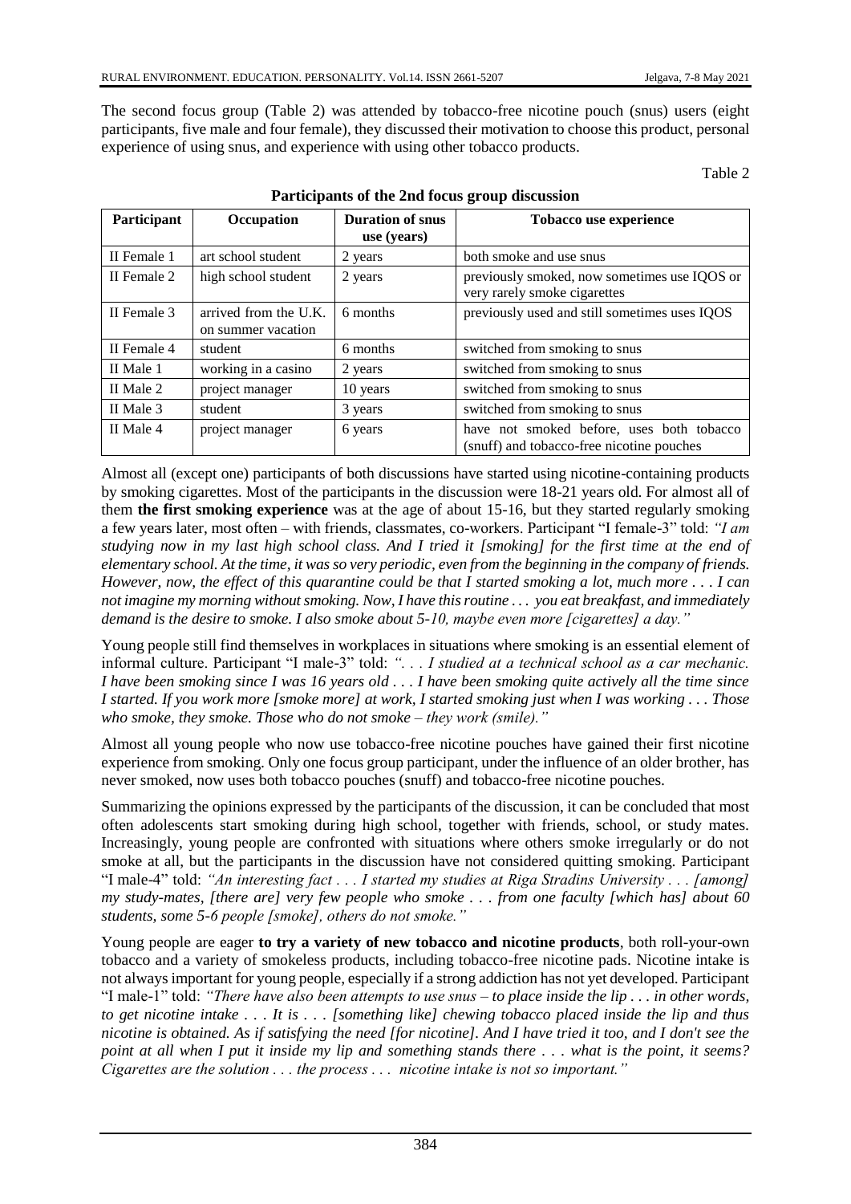The second focus group (Table 2) was attended by tobacco-free nicotine pouch (snus) users (eight participants, five male and four female), they discussed their motivation to choose this product, personal experience of using snus, and experience with using other tobacco products.

Table 2

**Participants of the 2nd focus group discussion**

| Participant | Occupation | Duration of snus use (years) | Tobacco use experience |
|---|---|---|---|
| II Female 1 | art school student | 2 years | both smoke and use snus |
| II Female 2 | high school student | 2 years | previously smoked, now sometimes use IQOS or very rarely smoke cigarettes |
| II Female 3 | arrived from the U.K. on summer vacation | 6 months | previously used and still sometimes uses IQOS |
| II Female 4 | student | 6 months | switched from smoking to snus |
| II Male 1 | working in a casino | 2 years | switched from smoking to snus |
| II Male 2 | project manager | 10 years | switched from smoking to snus |
| II Male 3 | student | 3 years | switched from smoking to snus |
| II Male 4 | project manager | 6 years | have not smoked before, uses both tobacco (snuff) and tobacco-free nicotine pouches |

Almost all (except one) participants of both discussions have started using nicotine-containing products by smoking cigarettes. Most of the participants in the discussion were 18-21 years old. For almost all of them **the first smoking experience** was at the age of about 15-16, but they started regularly smoking a few years later, most often – with friends, classmates, co-workers. Participant "I female-3" told: *"I am studying now in my last high school class. And I tried it [smoking] for the first time at the end of elementary school. At the time, it was so very periodic, even from the beginning in the company of friends. However, now, the effect of this quarantine could be that I started smoking a lot, much more . . . I can not imagine my morning without smoking. Now, I have this routine . . . you eat breakfast, and immediately demand is the desire to smoke. I also smoke about 5-10, maybe even more [cigarettes] a day."*

Young people still find themselves in workplaces in situations where smoking is an essential element of informal culture. Participant "I male-3" told: *". . . I studied at a technical school as a car mechanic. I have been smoking since I was 16 years old . . . I have been smoking quite actively all the time since I started. If you work more [smoke more] at work, I started smoking just when I was working . . . Those who smoke, they smoke. Those who do not smoke – they work (smile)."*

Almost all young people who now use tobacco-free nicotine pouches have gained their first nicotine experience from smoking. Only one focus group participant, under the influence of an older brother, has never smoked, now uses both tobacco pouches (snuff) and tobacco-free nicotine pouches.

Summarizing the opinions expressed by the participants of the discussion, it can be concluded that most often adolescents start smoking during high school, together with friends, school, or study mates. Increasingly, young people are confronted with situations where others smoke irregularly or do not smoke at all, but the participants in the discussion have not considered quitting smoking. Participant "I male-4" told: *"An interesting fact . . . I started my studies at Riga Stradins University . . . [among] my study-mates, [there are] very few people who smoke . . . from one faculty [which has] about 60 students, some 5-6 people [smoke], others do not smoke."*

Young people are eager **to try a variety of new tobacco and nicotine products**, both roll-your-own tobacco and a variety of smokeless products, including tobacco-free nicotine pads. Nicotine intake is not always important for young people, especially if a strong addiction has not yet developed. Participant "I male-1" told: *"There have also been attempts to use snus – to place inside the lip . . . in other words, to get nicotine intake . . . It is . . . [something like] chewing tobacco placed inside the lip and thus nicotine is obtained. As if satisfying the need [for nicotine]. And I have tried it too, and I don't see the point at all when I put it inside my lip and something stands there . . . what is the point, it seems? Cigarettes are the solution . . . the process . . . nicotine intake is not so important."*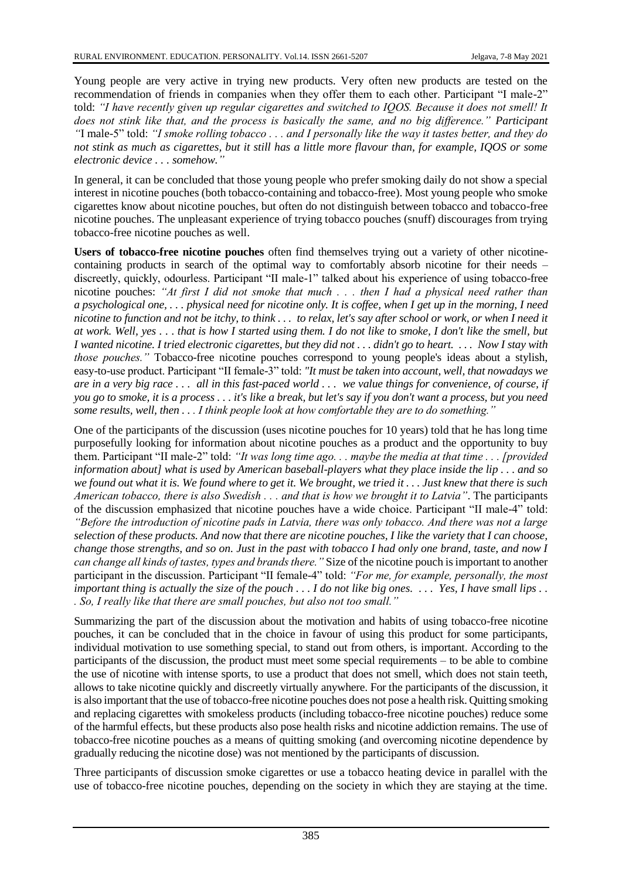Young people are very active in trying new products. Very often new products are tested on the recommendation of friends in companies when they offer them to each other. Participant "I male-2" told: *"I have recently given up regular cigarettes and switched to IQOS. Because it does not smell! It does not stink like that, and the process is basically the same, and no big difference." Participant "*I male-5" told: *"I smoke rolling tobacco . . . and I personally like the way it tastes better, and they do not stink as much as cigarettes, but it still has a little more flavour than, for example, IQOS or some electronic device . . . somehow."*

In general, it can be concluded that those young people who prefer smoking daily do not show a special interest in nicotine pouches (both tobacco-containing and tobacco-free). Most young people who smoke cigarettes know about nicotine pouches, but often do not distinguish between tobacco and tobacco-free nicotine pouches. The unpleasant experience of trying tobacco pouches (snuff) discourages from trying tobacco-free nicotine pouches as well.

**Users of tobacco-free nicotine pouches** often find themselves trying out a variety of other nicotine-containing products in search of the optimal way to comfortably absorb nicotine for their needs – discreetly, quickly, odourless. Participant "II male-1" talked about his experience of using tobacco-free nicotine pouches: *"At first I did not smoke that much . . . then I had a physical need rather than a psychological one, . . . physical need for nicotine only. It is coffee, when I get up in the morning, I need nicotine to function and not be itchy, to think . . . to relax, let's say after school or work, or when I need it at work. Well, yes . . . that is how I started using them. I do not like to smoke, I don't like the smell, but I wanted nicotine. I tried electronic cigarettes, but they did not . . . didn't go to heart. . . . Now I stay with those pouches."* Tobacco-free nicotine pouches correspond to young people's ideas about a stylish, easy-to-use product. Participant "II female-3" told: *"It must be taken into account, well, that nowadays we are in a very big race . . . all in this fast-paced world . . . we value things for convenience, of course, if you go to smoke, it is a process . . . it's like a break, but let's say if you don't want a process, but you need some results, well, then . . . I think people look at how comfortable they are to do something."*

One of the participants of the discussion (uses nicotine pouches for 10 years) told that he has long time purposefully looking for information about nicotine pouches as a product and the opportunity to buy them. Participant "II male-2" told: *"It was long time ago. . . maybe the media at that time . . . [provided information about] what is used by American baseball-players what they place inside the lip . . . and so we found out what it is. We found where to get it. We brought, we tried it . . . Just knew that there is such American tobacco, there is also Swedish . . . and that is how we brought it to Latvia"*. The participants of the discussion emphasized that nicotine pouches have a wide choice. Participant "II male-4" told: *"Before the introduction of nicotine pads in Latvia, there was only tobacco. And there was not a large selection of these products. And now that there are nicotine pouches, I like the variety that I can choose, change those strengths, and so on. Just in the past with tobacco I had only one brand, taste, and now I can change all kinds of tastes, types and brands there."* Size of the nicotine pouch is important to another participant in the discussion. Participant "II female-4" told: *"For me, for example, personally, the most important thing is actually the size of the pouch . . . I do not like big ones. . . . Yes, I have small lips . . . So, I really like that there are small pouches, but also not too small."*

Summarizing the part of the discussion about the motivation and habits of using tobacco-free nicotine pouches, it can be concluded that in the choice in favour of using this product for some participants, individual motivation to use something special, to stand out from others, is important. According to the participants of the discussion, the product must meet some special requirements – to be able to combine the use of nicotine with intense sports, to use a product that does not smell, which does not stain teeth, allows to take nicotine quickly and discreetly virtually anywhere. For the participants of the discussion, it is also important that the use of tobacco-free nicotine pouches does not pose a health risk. Quitting smoking and replacing cigarettes with smokeless products (including tobacco-free nicotine pouches) reduce some of the harmful effects, but these products also pose health risks and nicotine addiction remains. The use of tobacco-free nicotine pouches as a means of quitting smoking (and overcoming nicotine dependence by gradually reducing the nicotine dose) was not mentioned by the participants of discussion.

Three participants of discussion smoke cigarettes or use a tobacco heating device in parallel with the use of tobacco-free nicotine pouches, depending on the society in which they are staying at the time.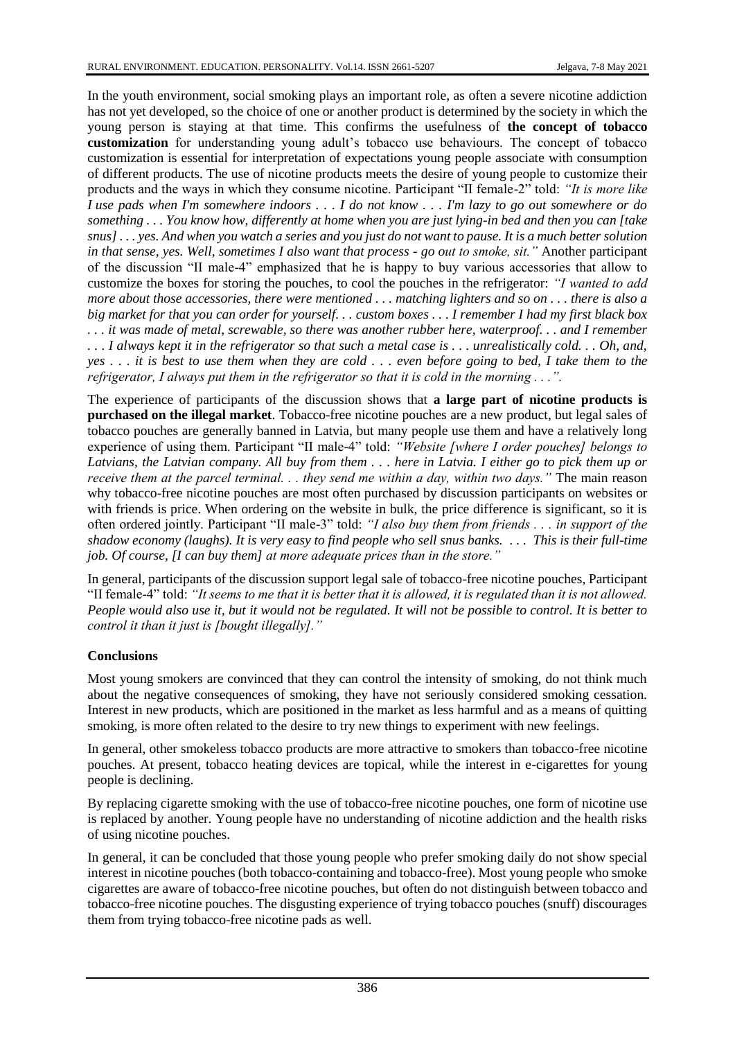In the youth environment, social smoking plays an important role, as often a severe nicotine addiction has not yet developed, so the choice of one or another product is determined by the society in which the young person is staying at that time. This confirms the usefulness of **the concept of tobacco customization** for understanding young adult's tobacco use behaviours. The concept of tobacco customization is essential for interpretation of expectations young people associate with consumption of different products. The use of nicotine products meets the desire of young people to customize their products and the ways in which they consume nicotine. Participant "II female-2" told: *"It is more like I use pads when I'm somewhere indoors . . . I do not know . . . I'm lazy to go out somewhere or do something . . . You know how, differently at home when you are just lying-in bed and then you can [take snus] . . . yes. And when you watch a series and you just do not want to pause. It is a much better solution in that sense, yes. Well, sometimes I also want that process - go out to smoke, sit."* Another participant of the discussion "II male-4" emphasized that he is happy to buy various accessories that allow to customize the boxes for storing the pouches, to cool the pouches in the refrigerator: *"I wanted to add more about those accessories, there were mentioned . . . matching lighters and so on . . . there is also a big market for that you can order for yourself. . . custom boxes . . . I remember I had my first black box . . . it was made of metal, screwable, so there was another rubber here, waterproof. . . and I remember . . . I always kept it in the refrigerator so that such a metal case is . . . unrealistically cold. . . Oh, and, yes . . . it is best to use them when they are cold . . . even before going to bed, I take them to the refrigerator, I always put them in the refrigerator so that it is cold in the morning . . .".*

The experience of participants of the discussion shows that **a large part of nicotine products is purchased on the illegal market**. Tobacco-free nicotine pouches are a new product, but legal sales of tobacco pouches are generally banned in Latvia, but many people use them and have a relatively long experience of using them. Participant "II male-4" told: *"Website [where I order pouches] belongs to Latvians, the Latvian company. All buy from them . . . here in Latvia. I either go to pick them up or receive them at the parcel terminal. . . they send me within a day, within two days."* The main reason why tobacco-free nicotine pouches are most often purchased by discussion participants on websites or with friends is price. When ordering on the website in bulk, the price difference is significant, so it is often ordered jointly. Participant "II male-3" told: *"I also buy them from friends . . . in support of the shadow economy (laughs). It is very easy to find people who sell snus banks. . . . This is their full-time job. Of course, [I can buy them] at more adequate prices than in the store."*

In general, participants of the discussion support legal sale of tobacco-free nicotine pouches, Participant "II female-4" told: *"It seems to me that it is better that it is allowed, it is regulated than it is not allowed. People would also use it, but it would not be regulated. It will not be possible to control. It is better to control it than it just is [bought illegally]."*

## Conclusions

Most young smokers are convinced that they can control the intensity of smoking, do not think much about the negative consequences of smoking, they have not seriously considered smoking cessation. Interest in new products, which are positioned in the market as less harmful and as a means of quitting smoking, is more often related to the desire to try new things to experiment with new feelings.

In general, other smokeless tobacco products are more attractive to smokers than tobacco-free nicotine pouches. At present, tobacco heating devices are topical, while the interest in e-cigarettes for young people is declining.

By replacing cigarette smoking with the use of tobacco-free nicotine pouches, one form of nicotine use is replaced by another. Young people have no understanding of nicotine addiction and the health risks of using nicotine pouches.

In general, it can be concluded that those young people who prefer smoking daily do not show special interest in nicotine pouches (both tobacco-containing and tobacco-free). Most young people who smoke cigarettes are aware of tobacco-free nicotine pouches, but often do not distinguish between tobacco and tobacco-free nicotine pouches. The disgusting experience of trying tobacco pouches (snuff) discourages them from trying tobacco-free nicotine pads as well.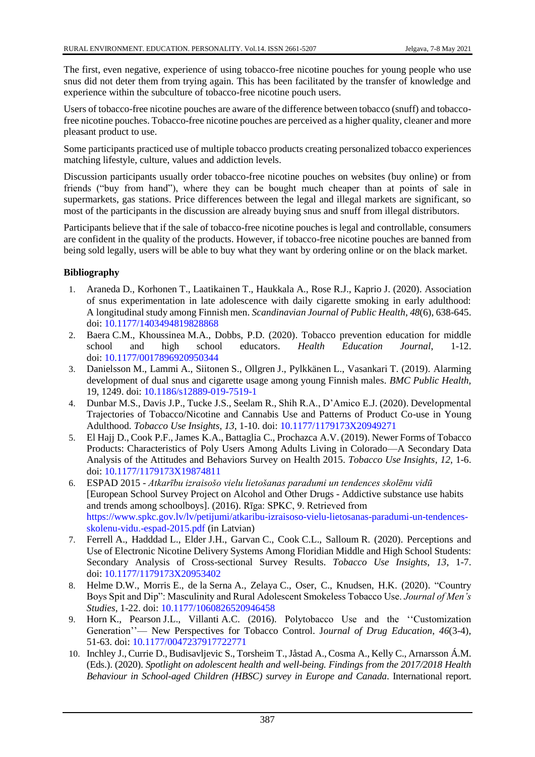The first, even negative, experience of using tobacco-free nicotine pouches for young people who use snus did not deter them from trying again. This has been facilitated by the transfer of knowledge and experience within the subculture of tobacco-free nicotine pouch users.

Users of tobacco-free nicotine pouches are aware of the difference between tobacco (snuff) and tobacco-free nicotine pouches. Tobacco-free nicotine pouches are perceived as a higher quality, cleaner and more pleasant product to use.

Some participants practiced use of multiple tobacco products creating personalized tobacco experiences matching lifestyle, culture, values and addiction levels.

Discussion participants usually order tobacco-free nicotine pouches on websites (buy online) or from friends ("buy from hand"), where they can be bought much cheaper than at points of sale in supermarkets, gas stations. Price differences between the legal and illegal markets are significant, so most of the participants in the discussion are already buying snus and snuff from illegal distributors.

Participants believe that if the sale of tobacco-free nicotine pouches is legal and controllable, consumers are confident in the quality of the products. However, if tobacco-free nicotine pouches are banned from being sold legally, users will be able to buy what they want by ordering online or on the black market.

**Bibliography**

1. Araneda D., Korhonen T., Laatikainen T., Haukkala A., Rose R.J., Kaprio J. (2020). Association of snus experimentation in late adolescence with daily cigarette smoking in early adulthood: A longitudinal study among Finnish men. *Scandinavian Journal of Public Health*, *48*(6), 638-645. doi: 10.1177/1403494819828868
2. Baera C.M., Khoussinea M.A., Dobbs, P.D. (2020). Tobacco prevention education for middle school and high school educators. *Health Education Journal*, 1-12. doi: 10.1177/0017896920950344
3. Danielsson M., Lammi A., Siitonen S., Ollgren J., Pylkkänen L., Vasankari T. (2019). Alarming development of dual snus and cigarette usage among young Finnish males. *BMC Public Health,* 19, 1249. doi: 10.1186/s12889-019-7519-1
4. Dunbar M.S., Davis J.P., Tucke J.S., Seelam R., Shih R.A., D'Amico E.J. (2020). Developmental Trajectories of Tobacco/Nicotine and Cannabis Use and Patterns of Product Co-use in Young Adulthood. *Tobacco Use Insights*, *13*, 1-10. doi: 10.1177/1179173X20949271
5. El Hajj D., Cook P.F., James K.A., Battaglia C., Prochazca A.V. (2019). Newer Forms of Tobacco Products: Characteristics of Poly Users Among Adults Living in Colorado—A Secondary Data Analysis of the Attitudes and Behaviors Survey on Health 2015. *Tobacco Use Insights*, *12*, 1-6. doi: 10.1177/1179173X19874811
6. ESPAD 2015 - *Atkarību izraisošo vielu lietošanas paradumi un tendences skolēnu vidū* [European School Survey Project on Alcohol and Other Drugs - Addictive substance use habits and trends among schoolboys]. (2016). Rīga: SPKC, 9. Retrieved from https://www.spkc.gov.lv/lv/petijumi/atkaribu-izraisoso-vielu-lietosanas-paradumi-un-tendences-skolenu-vidu.-espad-2015.pdf (in Latvian)
7. Ferrell A., Hadddad L., Elder J.H., Garvan C., Cook C.L., Salloum R. (2020). Perceptions and Use of Electronic Nicotine Delivery Systems Among Floridian Middle and High School Students: Secondary Analysis of Cross-sectional Survey Results. *Tobacco Use Insights*, *13,* 1-7. doi: 10.1177/1179173X20953402
8. Helme D.W., Morris E., de la Serna A., Zelaya C., Oser, C., Knudsen, H.K. (2020). "Country Boys Spit and Dip": Masculinity and Rural Adolescent Smokeless Tobacco Use. *Journal of Men's Studies*, 1-22. doi: 10.1177/1060826520946458
9. Horn K., Pearson J.L., Villanti A.C. (2016). Polytobacco Use and the ''Customization Generation''— New Perspectives for Tobacco Control. J*ournal of Drug Education*, *46*(3-4), 51-63. doi: 10.1177/0047237917722771
10. Inchley J., Currie D., Budisavljevic S., Torsheim T., Jåstad A., Cosma A., Kelly C., Arnarsson Á.M. (Eds.). (2020). *Spotlight on adolescent health and well-being. Findings from the 2017/2018 Health Behaviour in School-aged Children (HBSC) survey in Europe and Canada*. International report.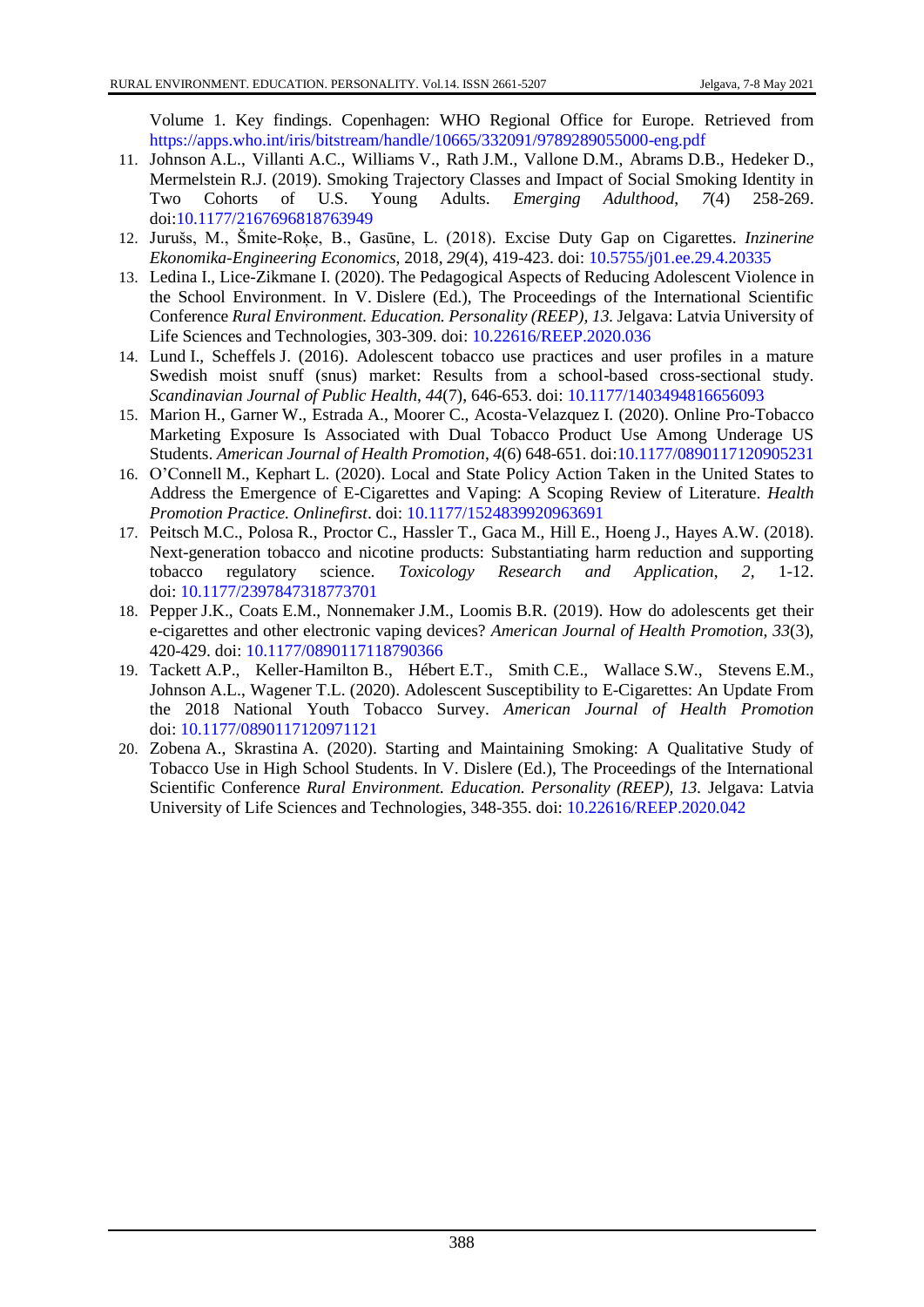Volume 1. Key findings. Copenhagen: WHO Regional Office for Europe. Retrieved from https://apps.who.int/iris/bitstream/handle/10665/332091/9789289055000-eng.pdf

11. Johnson A.L., Villanti A.C., Williams V., Rath J.M., Vallone D.M., Abrams D.B., Hedeker D., Mermelstein R.J. (2019). Smoking Trajectory Classes and Impact of Social Smoking Identity in Two Cohorts of U.S. Young Adults. *Emerging Adulthood*, *7*(4) 258-269. doi:10.1177/2167696818763949
12. Jurušs, M., Šmite-Roķe, B., Gasūne, L. (2018). Excise Duty Gap on Cigarettes. *Inzinerine Ekonomika-Engineering Economics*, 2018, *29*(4), 419-423. doi: 10.5755/j01.ee.29.4.20335
13. Ledina I., Lice-Zikmane I. (2020). The Pedagogical Aspects of Reducing Adolescent Violence in the School Environment. In V. Dislere (Ed.), The Proceedings of the International Scientific Conference *Rural Environment. Education. Personality (REEP), 13*. Jelgava: Latvia University of Life Sciences and Technologies, 303-309. doi: 10.22616/REEP.2020.036
14. Lund I., Scheffels J. (2016). Adolescent tobacco use practices and user profiles in a mature Swedish moist snuff (snus) market: Results from a school-based cross-sectional study. *Scandinavian Journal of Public Health*, *44*(7), 646-653. doi: 10.1177/1403494816656093
15. Marion H., Garner W., Estrada A., Moorer C., Acosta-Velazquez I. (2020). Online Pro-Tobacco Marketing Exposure Is Associated with Dual Tobacco Product Use Among Underage US Students. *American Journal of Health Promotion*, *4*(6) 648-651. doi:10.1177/0890117120905231
16. O'Connell M., Kephart L. (2020). Local and State Policy Action Taken in the United States to Address the Emergence of E-Cigarettes and Vaping: A Scoping Review of Literature. *Health Promotion Practice. Onlinefirst*. doi: 10.1177/1524839920963691
17. Peitsch M.C., Polosa R., Proctor C., Hassler T., Gaca M., Hill E., Hoeng J., Hayes A.W. (2018). Next-generation tobacco and nicotine products: Substantiating harm reduction and supporting tobacco regulatory science. *Toxicology Research and Application*, *2*, 1-12. doi: 10.1177/2397847318773701
18. Pepper J.K., Coats E.M., Nonnemaker J.M., Loomis B.R. (2019). How do adolescents get their e-cigarettes and other electronic vaping devices? *American Journal of Health Promotion*, *33*(3), 420-429. doi: 10.1177/0890117118790366
19. Tackett A.P., Keller-Hamilton B., Hébert E.T., Smith C.E., Wallace S.W., Stevens E.M., Johnson A.L., Wagener T.L. (2020). Adolescent Susceptibility to E-Cigarettes: An Update From the 2018 National Youth Tobacco Survey. *American Journal of Health Promotion* doi: 10.1177/0890117120971121
20. Zobena A., Skrastina A. (2020). Starting and Maintaining Smoking: A Qualitative Study of Tobacco Use in High School Students. In V. Dislere (Ed.), The Proceedings of the International Scientific Conference *Rural Environment. Education. Personality (REEP), 13*. Jelgava: Latvia University of Life Sciences and Technologies, 348-355. doi: 10.22616/REEP.2020.042